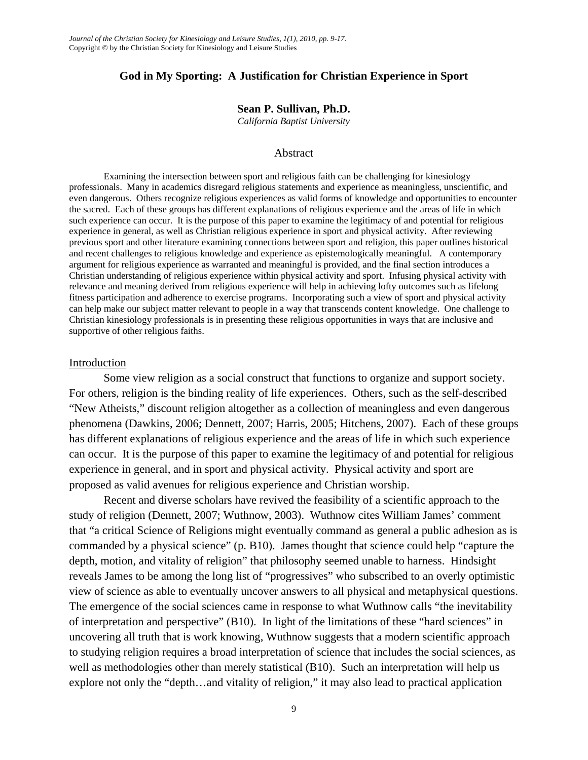# God in My Sporting: A Justification for Christian Experience in Sport

**Sean P. Sullivan, Ph.D.**
*California Baptist University*

## Abstract

Examining the intersection between sport and religious faith can be challenging for kinesiology professionals. Many in academics disregard religious statements and experience as meaningless, unscientific, and even dangerous. Others recognize religious experiences as valid forms of knowledge and opportunities to encounter the sacred. Each of these groups has different explanations of religious experience and the areas of life in which such experience can occur. It is the purpose of this paper to examine the legitimacy of and potential for religious experience in general, as well as Christian religious experience in sport and physical activity. After reviewing previous sport and other literature examining connections between sport and religion, this paper outlines historical and recent challenges to religious knowledge and experience as epistemologically meaningful. A contemporary argument for religious experience as warranted and meaningful is provided, and the final section introduces a Christian understanding of religious experience within physical activity and sport. Infusing physical activity with relevance and meaning derived from religious experience will help in achieving lofty outcomes such as lifelong fitness participation and adherence to exercise programs. Incorporating such a view of sport and physical activity can help make our subject matter relevant to people in a way that transcends content knowledge. One challenge to Christian kinesiology professionals is in presenting these religious opportunities in ways that are inclusive and supportive of other religious faiths.

## Introduction

Some view religion as a social construct that functions to organize and support society. For others, religion is the binding reality of life experiences. Others, such as the self-described "New Atheists," discount religion altogether as a collection of meaningless and even dangerous phenomena (Dawkins, 2006; Dennett, 2007; Harris, 2005; Hitchens, 2007). Each of these groups has different explanations of religious experience and the areas of life in which such experience can occur. It is the purpose of this paper to examine the legitimacy of and potential for religious experience in general, and in sport and physical activity. Physical activity and sport are proposed as valid avenues for religious experience and Christian worship.

Recent and diverse scholars have revived the feasibility of a scientific approach to the study of religion (Dennett, 2007; Wuthnow, 2003). Wuthnow cites William James' comment that "a critical Science of Religions might eventually command as general a public adhesion as is commanded by a physical science" (p. B10). James thought that science could help "capture the depth, motion, and vitality of religion" that philosophy seemed unable to harness. Hindsight reveals James to be among the long list of "progressives" who subscribed to an overly optimistic view of science as able to eventually uncover answers to all physical and metaphysical questions. The emergence of the social sciences came in response to what Wuthnow calls "the inevitability of interpretation and perspective" (B10). In light of the limitations of these "hard sciences" in uncovering all truth that is work knowing, Wuthnow suggests that a modern scientific approach to studying religion requires a broad interpretation of science that includes the social sciences, as well as methodologies other than merely statistical (B10). Such an interpretation will help us explore not only the "depth…and vitality of religion," it may also lead to practical application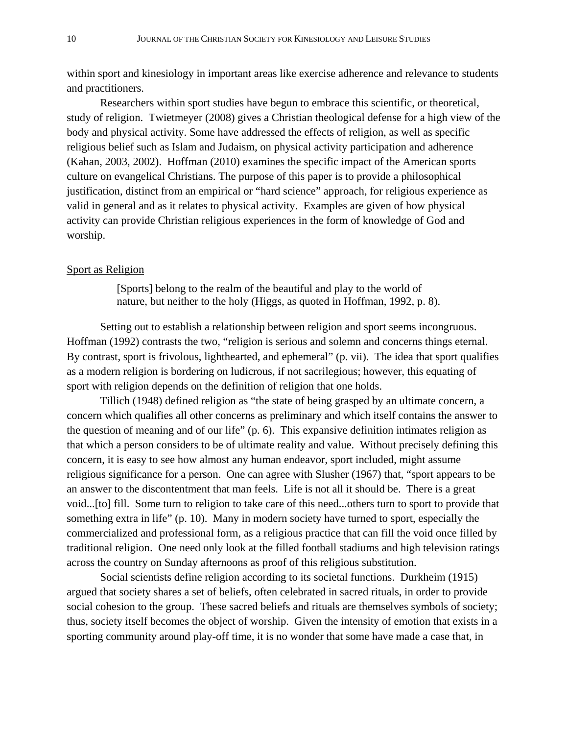within sport and kinesiology in important areas like exercise adherence and relevance to students and practitioners.

Researchers within sport studies have begun to embrace this scientific, or theoretical, study of religion. Twietmeyer (2008) gives a Christian theological defense for a high view of the body and physical activity. Some have addressed the effects of religion, as well as specific religious belief such as Islam and Judaism, on physical activity participation and adherence (Kahan, 2003, 2002). Hoffman (2010) examines the specific impact of the American sports culture on evangelical Christians. The purpose of this paper is to provide a philosophical justification, distinct from an empirical or "hard science" approach, for religious experience as valid in general and as it relates to physical activity. Examples are given of how physical activity can provide Christian religious experiences in the form of knowledge of God and worship.

## Sport as Religion

> [Sports] belong to the realm of the beautiful and play to the world of nature, but neither to the holy (Higgs, as quoted in Hoffman, 1992, p. 8).

Setting out to establish a relationship between religion and sport seems incongruous. Hoffman (1992) contrasts the two, "religion is serious and solemn and concerns things eternal. By contrast, sport is frivolous, lighthearted, and ephemeral" (p. vii). The idea that sport qualifies as a modern religion is bordering on ludicrous, if not sacrilegious; however, this equating of sport with religion depends on the definition of religion that one holds.

Tillich (1948) defined religion as "the state of being grasped by an ultimate concern, a concern which qualifies all other concerns as preliminary and which itself contains the answer to the question of meaning and of our life" (p. 6). This expansive definition intimates religion as that which a person considers to be of ultimate reality and value. Without precisely defining this concern, it is easy to see how almost any human endeavor, sport included, might assume religious significance for a person. One can agree with Slusher (1967) that, "sport appears to be an answer to the discontentment that man feels. Life is not all it should be. There is a great void...[to] fill. Some turn to religion to take care of this need...others turn to sport to provide that something extra in life" (p. 10). Many in modern society have turned to sport, especially the commercialized and professional form, as a religious practice that can fill the void once filled by traditional religion. One need only look at the filled football stadiums and high television ratings across the country on Sunday afternoons as proof of this religious substitution.

Social scientists define religion according to its societal functions. Durkheim (1915) argued that society shares a set of beliefs, often celebrated in sacred rituals, in order to provide social cohesion to the group. These sacred beliefs and rituals are themselves symbols of society; thus, society itself becomes the object of worship. Given the intensity of emotion that exists in a sporting community around play-off time, it is no wonder that some have made a case that, in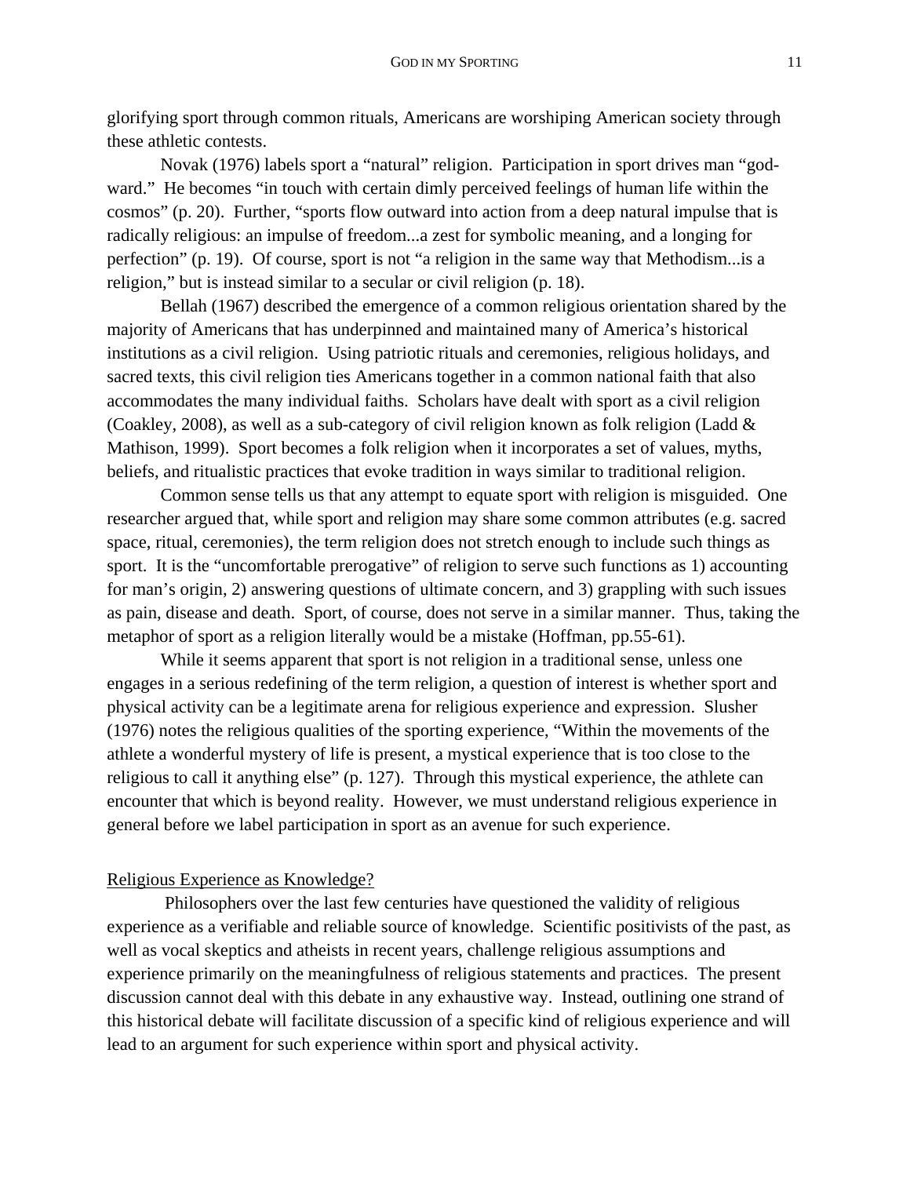glorifying sport through common rituals, Americans are worshiping American society through these athletic contests.

Novak (1976) labels sport a "natural" religion. Participation in sport drives man "god-ward." He becomes "in touch with certain dimly perceived feelings of human life within the cosmos" (p. 20). Further, "sports flow outward into action from a deep natural impulse that is radically religious: an impulse of freedom...a zest for symbolic meaning, and a longing for perfection" (p. 19). Of course, sport is not "a religion in the same way that Methodism...is a religion," but is instead similar to a secular or civil religion (p. 18).

Bellah (1967) described the emergence of a common religious orientation shared by the majority of Americans that has underpinned and maintained many of America's historical institutions as a civil religion. Using patriotic rituals and ceremonies, religious holidays, and sacred texts, this civil religion ties Americans together in a common national faith that also accommodates the many individual faiths. Scholars have dealt with sport as a civil religion (Coakley, 2008), as well as a sub-category of civil religion known as folk religion (Ladd & Mathison, 1999). Sport becomes a folk religion when it incorporates a set of values, myths, beliefs, and ritualistic practices that evoke tradition in ways similar to traditional religion.

Common sense tells us that any attempt to equate sport with religion is misguided. One researcher argued that, while sport and religion may share some common attributes (e.g. sacred space, ritual, ceremonies), the term religion does not stretch enough to include such things as sport. It is the "uncomfortable prerogative" of religion to serve such functions as 1) accounting for man's origin, 2) answering questions of ultimate concern, and 3) grappling with such issues as pain, disease and death. Sport, of course, does not serve in a similar manner. Thus, taking the metaphor of sport as a religion literally would be a mistake (Hoffman, pp.55-61).

While it seems apparent that sport is not religion in a traditional sense, unless one engages in a serious redefining of the term religion, a question of interest is whether sport and physical activity can be a legitimate arena for religious experience and expression. Slusher (1976) notes the religious qualities of the sporting experience, "Within the movements of the athlete a wonderful mystery of life is present, a mystical experience that is too close to the religious to call it anything else" (p. 127). Through this mystical experience, the athlete can encounter that which is beyond reality. However, we must understand religious experience in general before we label participation in sport as an avenue for such experience.

## Religious Experience as Knowledge?

Philosophers over the last few centuries have questioned the validity of religious experience as a verifiable and reliable source of knowledge. Scientific positivists of the past, as well as vocal skeptics and atheists in recent years, challenge religious assumptions and experience primarily on the meaningfulness of religious statements and practices. The present discussion cannot deal with this debate in any exhaustive way. Instead, outlining one strand of this historical debate will facilitate discussion of a specific kind of religious experience and will lead to an argument for such experience within sport and physical activity.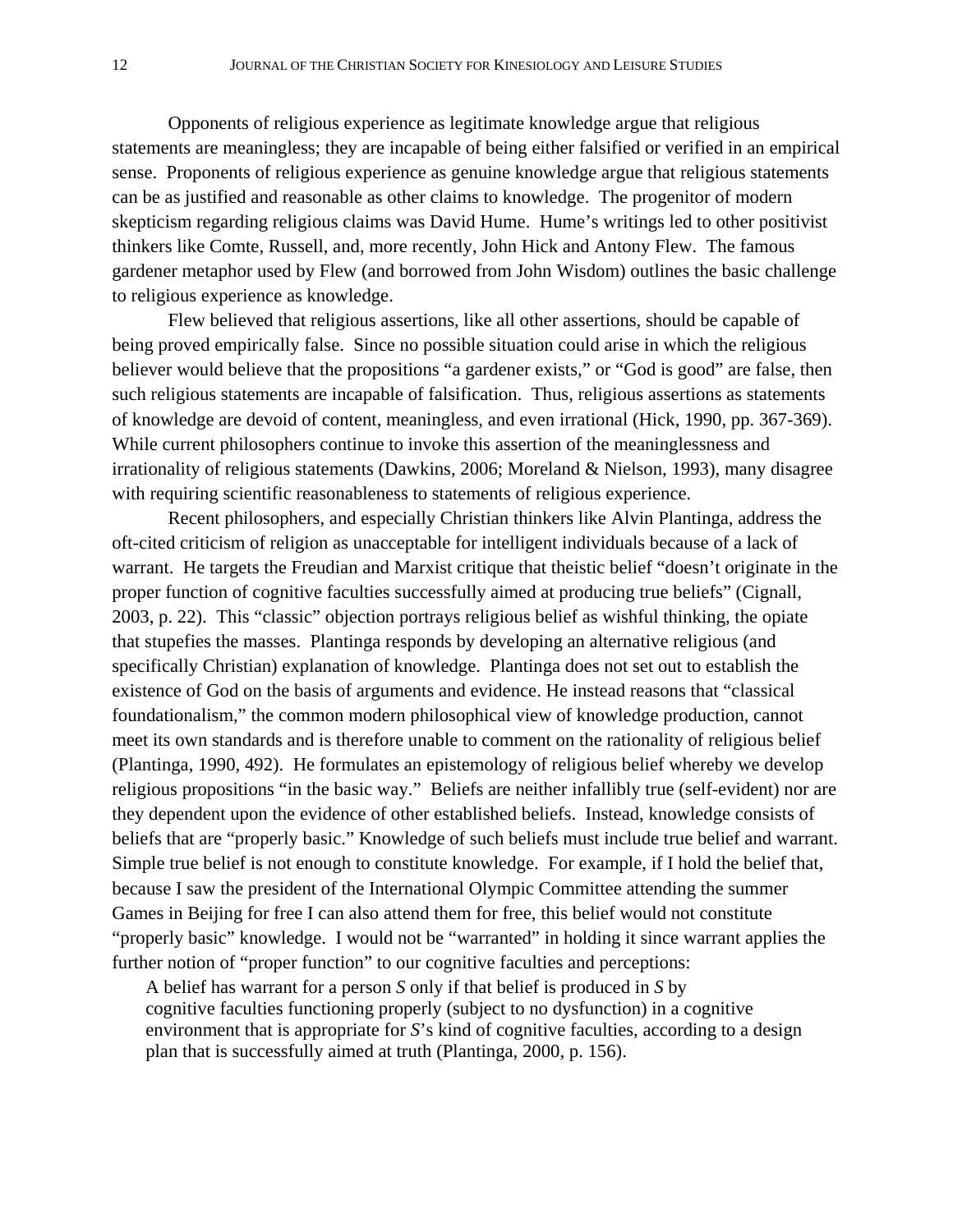Opponents of religious experience as legitimate knowledge argue that religious statements are meaningless; they are incapable of being either falsified or verified in an empirical sense. Proponents of religious experience as genuine knowledge argue that religious statements can be as justified and reasonable as other claims to knowledge. The progenitor of modern skepticism regarding religious claims was David Hume. Hume's writings led to other positivist thinkers like Comte, Russell, and, more recently, John Hick and Antony Flew. The famous gardener metaphor used by Flew (and borrowed from John Wisdom) outlines the basic challenge to religious experience as knowledge.

Flew believed that religious assertions, like all other assertions, should be capable of being proved empirically false. Since no possible situation could arise in which the religious believer would believe that the propositions "a gardener exists," or "God is good" are false, then such religious statements are incapable of falsification. Thus, religious assertions as statements of knowledge are devoid of content, meaningless, and even irrational (Hick, 1990, pp. 367-369). While current philosophers continue to invoke this assertion of the meaninglessness and irrationality of religious statements (Dawkins, 2006; Moreland & Nielson, 1993), many disagree with requiring scientific reasonableness to statements of religious experience.

Recent philosophers, and especially Christian thinkers like Alvin Plantinga, address the oft-cited criticism of religion as unacceptable for intelligent individuals because of a lack of warrant. He targets the Freudian and Marxist critique that theistic belief "doesn't originate in the proper function of cognitive faculties successfully aimed at producing true beliefs" (Cignall, 2003, p. 22). This "classic" objection portrays religious belief as wishful thinking, the opiate that stupefies the masses. Plantinga responds by developing an alternative religious (and specifically Christian) explanation of knowledge. Plantinga does not set out to establish the existence of God on the basis of arguments and evidence. He instead reasons that "classical foundationalism," the common modern philosophical view of knowledge production, cannot meet its own standards and is therefore unable to comment on the rationality of religious belief (Plantinga, 1990, 492). He formulates an epistemology of religious belief whereby we develop religious propositions "in the basic way." Beliefs are neither infallibly true (self-evident) nor are they dependent upon the evidence of other established beliefs. Instead, knowledge consists of beliefs that are "properly basic." Knowledge of such beliefs must include true belief and warrant. Simple true belief is not enough to constitute knowledge. For example, if I hold the belief that, because I saw the president of the International Olympic Committee attending the summer Games in Beijing for free I can also attend them for free, this belief would not constitute "properly basic" knowledge. I would not be "warranted" in holding it since warrant applies the further notion of "proper function" to our cognitive faculties and perceptions:

> A belief has warrant for a person *S* only if that belief is produced in *S* by cognitive faculties functioning properly (subject to no dysfunction) in a cognitive environment that is appropriate for *S*'s kind of cognitive faculties, according to a design plan that is successfully aimed at truth (Plantinga, 2000, p. 156).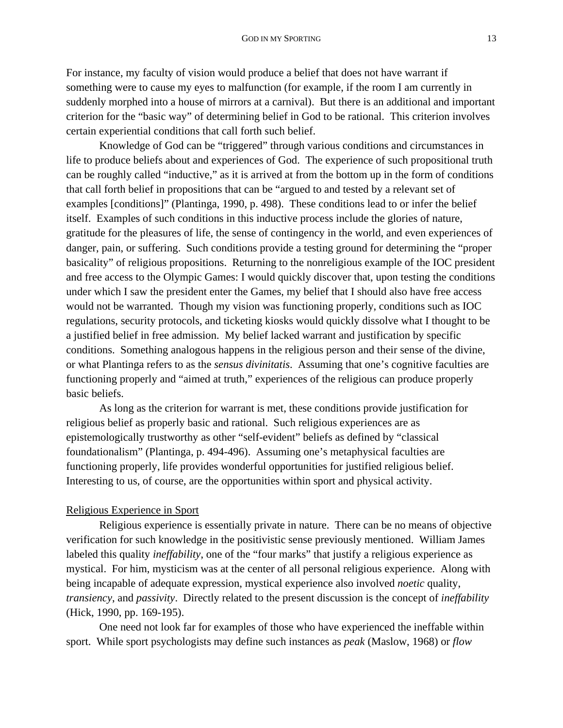For instance, my faculty of vision would produce a belief that does not have warrant if something were to cause my eyes to malfunction (for example, if the room I am currently in suddenly morphed into a house of mirrors at a carnival). But there is an additional and important criterion for the "basic way" of determining belief in God to be rational. This criterion involves certain experiential conditions that call forth such belief.

Knowledge of God can be "triggered" through various conditions and circumstances in life to produce beliefs about and experiences of God. The experience of such propositional truth can be roughly called "inductive," as it is arrived at from the bottom up in the form of conditions that call forth belief in propositions that can be "argued to and tested by a relevant set of examples [conditions]" (Plantinga, 1990, p. 498). These conditions lead to or infer the belief itself. Examples of such conditions in this inductive process include the glories of nature, gratitude for the pleasures of life, the sense of contingency in the world, and even experiences of danger, pain, or suffering. Such conditions provide a testing ground for determining the "proper basicality" of religious propositions. Returning to the nonreligious example of the IOC president and free access to the Olympic Games: I would quickly discover that, upon testing the conditions under which I saw the president enter the Games, my belief that I should also have free access would not be warranted. Though my vision was functioning properly, conditions such as IOC regulations, security protocols, and ticketing kiosks would quickly dissolve what I thought to be a justified belief in free admission. My belief lacked warrant and justification by specific conditions. Something analogous happens in the religious person and their sense of the divine, or what Plantinga refers to as the *sensus divinitatis*. Assuming that one's cognitive faculties are functioning properly and "aimed at truth," experiences of the religious can produce properly basic beliefs.

As long as the criterion for warrant is met, these conditions provide justification for religious belief as properly basic and rational. Such religious experiences are as epistemologically trustworthy as other "self-evident" beliefs as defined by "classical foundationalism" (Plantinga, p. 494-496). Assuming one's metaphysical faculties are functioning properly, life provides wonderful opportunities for justified religious belief. Interesting to us, of course, are the opportunities within sport and physical activity.

<u>Religious Experience in Sport</u>

Religious experience is essentially private in nature. There can be no means of objective verification for such knowledge in the positivistic sense previously mentioned. William James labeled this quality *ineffability*, one of the "four marks" that justify a religious experience as mystical. For him, mysticism was at the center of all personal religious experience. Along with being incapable of adequate expression, mystical experience also involved *noetic* quality, *transiency*, and *passivity*. Directly related to the present discussion is the concept of *ineffability* (Hick, 1990, pp. 169-195).

One need not look far for examples of those who have experienced the ineffable within sport. While sport psychologists may define such instances as *peak* (Maslow, 1968) or *flow*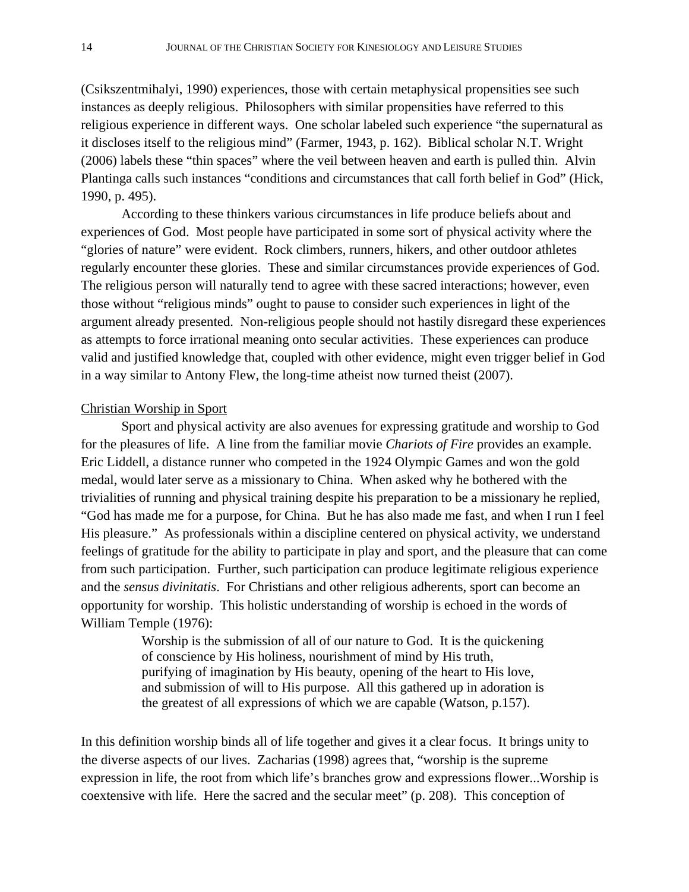(Csikszentmihalyi, 1990) experiences, those with certain metaphysical propensities see such instances as deeply religious. Philosophers with similar propensities have referred to this religious experience in different ways. One scholar labeled such experience "the supernatural as it discloses itself to the religious mind" (Farmer, 1943, p. 162). Biblical scholar N.T. Wright (2006) labels these "thin spaces" where the veil between heaven and earth is pulled thin. Alvin Plantinga calls such instances "conditions and circumstances that call forth belief in God" (Hick, 1990, p. 495).

According to these thinkers various circumstances in life produce beliefs about and experiences of God. Most people have participated in some sort of physical activity where the "glories of nature" were evident. Rock climbers, runners, hikers, and other outdoor athletes regularly encounter these glories. These and similar circumstances provide experiences of God. The religious person will naturally tend to agree with these sacred interactions; however, even those without "religious minds" ought to pause to consider such experiences in light of the argument already presented. Non-religious people should not hastily disregard these experiences as attempts to force irrational meaning onto secular activities. These experiences can produce valid and justified knowledge that, coupled with other evidence, might even trigger belief in God in a way similar to Antony Flew, the long-time atheist now turned theist (2007).

## Christian Worship in Sport

Sport and physical activity are also avenues for expressing gratitude and worship to God for the pleasures of life. A line from the familiar movie *Chariots of Fire* provides an example. Eric Liddell, a distance runner who competed in the 1924 Olympic Games and won the gold medal, would later serve as a missionary to China. When asked why he bothered with the trivialities of running and physical training despite his preparation to be a missionary he replied, "God has made me for a purpose, for China. But he has also made me fast, and when I run I feel His pleasure." As professionals within a discipline centered on physical activity, we understand feelings of gratitude for the ability to participate in play and sport, and the pleasure that can come from such participation. Further, such participation can produce legitimate religious experience and the *sensus divinitatis*. For Christians and other religious adherents, sport can become an opportunity for worship. This holistic understanding of worship is echoed in the words of William Temple (1976):

> Worship is the submission of all of our nature to God. It is the quickening of conscience by His holiness, nourishment of mind by His truth, purifying of imagination by His beauty, opening of the heart to His love, and submission of will to His purpose. All this gathered up in adoration is the greatest of all expressions of which we are capable (Watson, p.157).

In this definition worship binds all of life together and gives it a clear focus. It brings unity to the diverse aspects of our lives. Zacharias (1998) agrees that, "worship is the supreme expression in life, the root from which life's branches grow and expressions flower...Worship is coextensive with life. Here the sacred and the secular meet" (p. 208). This conception of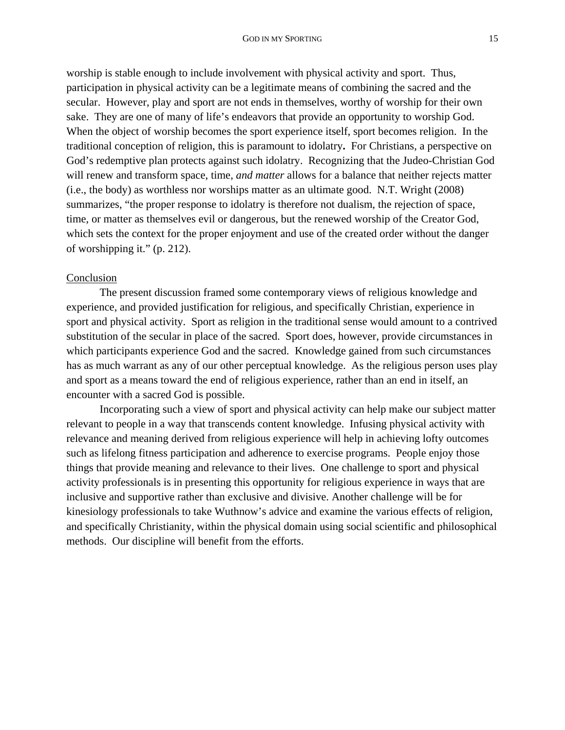worship is stable enough to include involvement with physical activity and sport. Thus, participation in physical activity can be a legitimate means of combining the sacred and the secular. However, play and sport are not ends in themselves, worthy of worship for their own sake. They are one of many of life's endeavors that provide an opportunity to worship God. When the object of worship becomes the sport experience itself, sport becomes religion. In the traditional conception of religion, this is paramount to idolatry**.** For Christians, a perspective on God's redemptive plan protects against such idolatry. Recognizing that the Judeo-Christian God will renew and transform space, time, *and matter* allows for a balance that neither rejects matter (i.e., the body) as worthless nor worships matter as an ultimate good. N.T. Wright (2008) summarizes, "the proper response to idolatry is therefore not dualism, the rejection of space, time, or matter as themselves evil or dangerous, but the renewed worship of the Creator God, which sets the context for the proper enjoyment and use of the created order without the danger of worshipping it." (p. 212).

<u>Conclusion</u>

The present discussion framed some contemporary views of religious knowledge and experience, and provided justification for religious, and specifically Christian, experience in sport and physical activity. Sport as religion in the traditional sense would amount to a contrived substitution of the secular in place of the sacred. Sport does, however, provide circumstances in which participants experience God and the sacred. Knowledge gained from such circumstances has as much warrant as any of our other perceptual knowledge. As the religious person uses play and sport as a means toward the end of religious experience, rather than an end in itself, an encounter with a sacred God is possible.

Incorporating such a view of sport and physical activity can help make our subject matter relevant to people in a way that transcends content knowledge. Infusing physical activity with relevance and meaning derived from religious experience will help in achieving lofty outcomes such as lifelong fitness participation and adherence to exercise programs. People enjoy those things that provide meaning and relevance to their lives. One challenge to sport and physical activity professionals is in presenting this opportunity for religious experience in ways that are inclusive and supportive rather than exclusive and divisive. Another challenge will be for kinesiology professionals to take Wuthnow's advice and examine the various effects of religion, and specifically Christianity, within the physical domain using social scientific and philosophical methods. Our discipline will benefit from the efforts.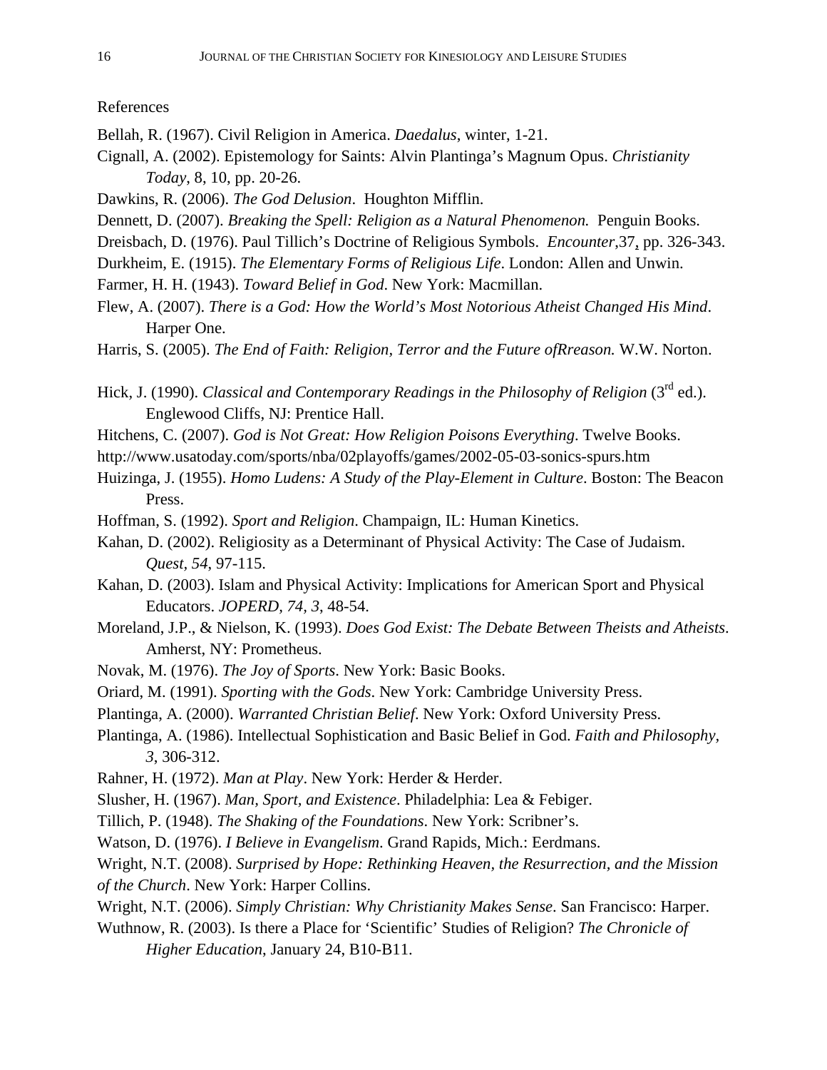References

Bellah, R. (1967). Civil Religion in America. *Daedalus*, winter, 1-21.

Cignall, A. (2002). Epistemology for Saints: Alvin Plantinga's Magnum Opus. *Christianity Today*, 8, 10, pp. 20-26.

Dawkins, R. (2006). *The God Delusion*. Houghton Mifflin.

Dennett, D. (2007). *Breaking the Spell: Religion as a Natural Phenomenon.* Penguin Books.

Dreisbach, D. (1976). Paul Tillich's Doctrine of Religious Symbols. *Encounter*,37, pp. 326-343.

Durkheim, E. (1915). *The Elementary Forms of Religious Life*. London: Allen and Unwin.

Farmer, H. H. (1943). *Toward Belief in God*. New York: Macmillan.

Flew, A. (2007). *There is a God: How the World's Most Notorious Atheist Changed His Mind*. Harper One.

Harris, S. (2005). *The End of Faith: Religion, Terror and the Future ofRreason.* W.W. Norton.

Hick, J. (1990). *Classical and Contemporary Readings in the Philosophy of Religion* (3rd ed.). Englewood Cliffs, NJ: Prentice Hall.

Hitchens, C. (2007). *God is Not Great: How Religion Poisons Everything*. Twelve Books.

http://www.usatoday.com/sports/nba/02playoffs/games/2002-05-03-sonics-spurs.htm

Huizinga, J. (1955). *Homo Ludens: A Study of the Play-Element in Culture*. Boston: The Beacon Press.

Hoffman, S. (1992). *Sport and Religion*. Champaign, IL: Human Kinetics.

Kahan, D. (2002). Religiosity as a Determinant of Physical Activity: The Case of Judaism. *Quest, 54*, 97-115.

Kahan, D. (2003). Islam and Physical Activity: Implications for American Sport and Physical Educators. *JOPERD, 74, 3*, 48-54.

Moreland, J.P., & Nielson, K. (1993). *Does God Exist: The Debate Between Theists and Atheists*. Amherst, NY: Prometheus.

Novak, M. (1976). *The Joy of Sports*. New York: Basic Books.

Oriard, M. (1991). *Sporting with the Gods*. New York: Cambridge University Press.

Plantinga, A. (2000). *Warranted Christian Belief*. New York: Oxford University Press.

Plantinga, A. (1986). Intellectual Sophistication and Basic Belief in God. *Faith and Philosophy, 3*, 306-312.

Rahner, H. (1972). *Man at Play*. New York: Herder & Herder.

Slusher, H. (1967). *Man, Sport, and Existence*. Philadelphia: Lea & Febiger.

Tillich, P. (1948). *The Shaking of the Foundations*. New York: Scribner's.

Watson, D. (1976). *I Believe in Evangelism*. Grand Rapids, Mich.: Eerdmans.

Wright, N.T. (2008). *Surprised by Hope: Rethinking Heaven, the Resurrection, and the Mission of the Church*. New York: Harper Collins.

Wright, N.T. (2006). *Simply Christian: Why Christianity Makes Sense*. San Francisco: Harper.

Wuthnow, R. (2003). Is there a Place for 'Scientific' Studies of Religion? *The Chronicle of Higher Education*, January 24, B10-B11.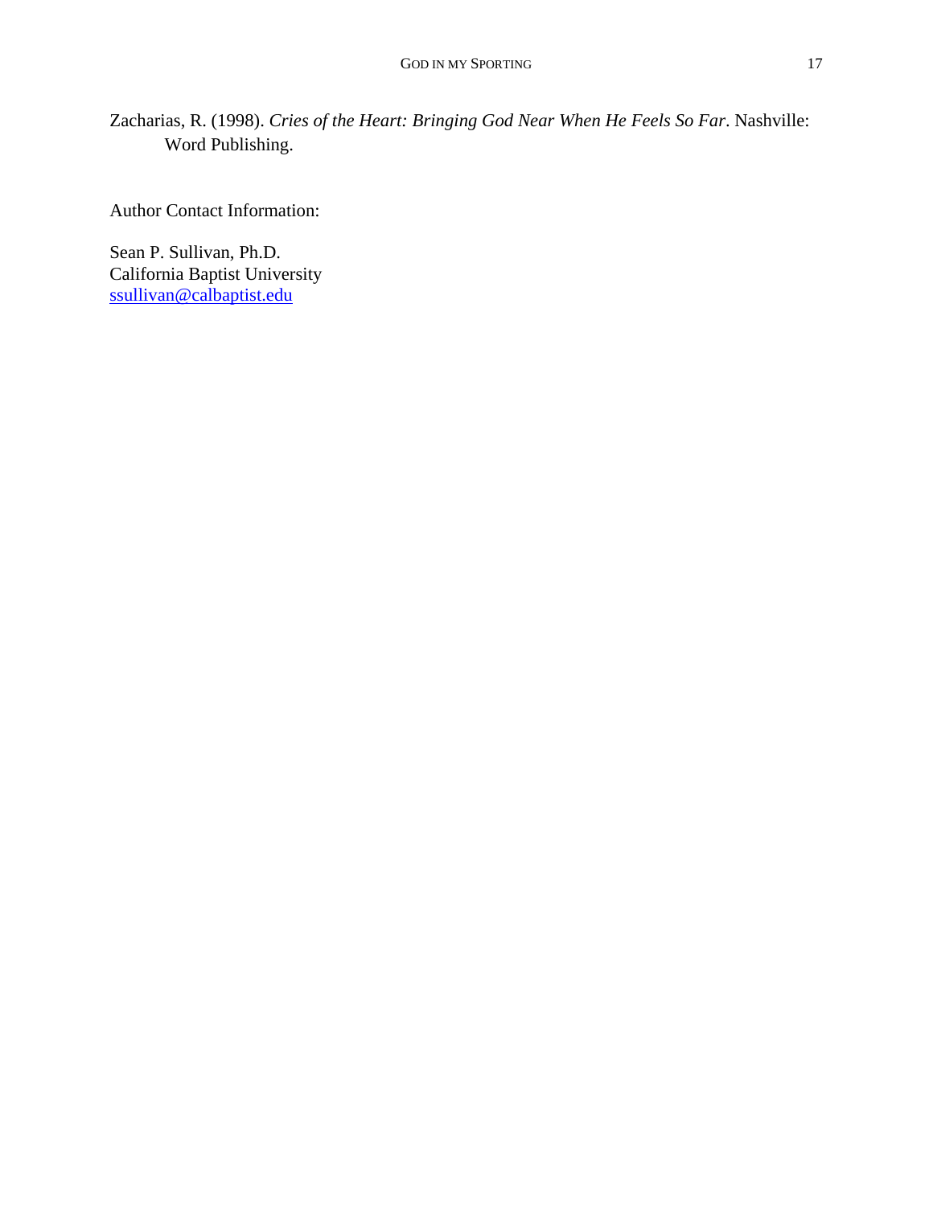Zacharias, R. (1998). *Cries of the Heart: Bringing God Near When He Feels So Far*. Nashville: Word Publishing.

Author Contact Information:

Sean P. Sullivan, Ph.D.
California Baptist University
ssullivan@calbaptist.edu